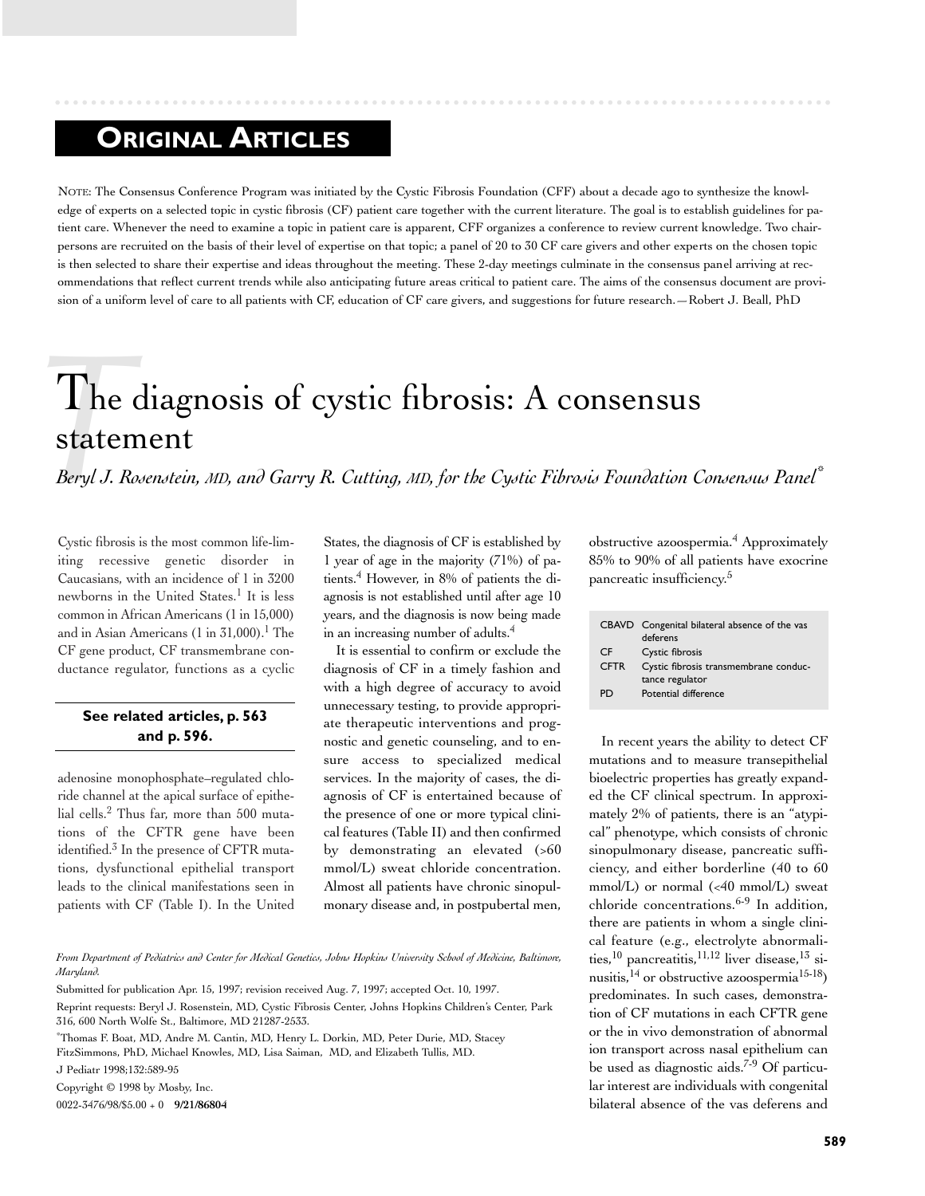# ORIGINAL ARTICLES

NOTE: The Consensus Conference Program was initiated by the Cystic Fibrosis Foundation (CFF) about a decade ago to synthesize the knowledge of experts on a selected topic in cystic fibrosis (CF) patient care together with the current literature. The goal is to establish guidelines for patient care. Whenever the need to examine a topic in patient care is apparent, CFF organizes a conference to review current knowledge. Two chairpersons are recruited on the basis of their level of expertise on that topic; a panel of 20 to 30 CF care givers and other experts on the chosen topic is then selected to share their expertise and ideas throughout the meeting. These 2-day meetings culminate in the consensus panel arriving at recommendations that reflect current trends while also anticipating future areas critical to patient care. The aims of the consensus document are provision of a uniform level of care to all patients with CF, education of CF care givers, and suggestions for future research.—Robert J. Beall, PhD

# The diagnosis of cystic fibrosis: A consensus statement

*Beryl J. Rosenstein, MD, and Garry R. Cutting, MD, for the Cystic Fibrosis Foundation Consensus Panel\**

Cystic fibrosis is the most common life-limiting recessive genetic disorder in Caucasians, with an incidence of 1 in 3200 newborns in the United States.[1] It is less common in African Americans (1 in 15,000) and in Asian Americans (1 in 31,000).[1] The CF gene product, CF transmembrane conductance regulator, functions as a cyclic adenosine monophosphate–regulated chloride channel at the apical surface of epithelial cells.[2] Thus far, more than 500 mutations of the CFTR gene have been identified.[3] In the presence of CFTR mutations, dysfunctional epithelial transport leads to the clinical manifestations seen in patients with CF (Table I). In the United States, the diagnosis of CF is established by 1 year of age in the majority (71%) of patients.[4] However, in 8% of patients the diagnosis is not established until after age 10 years, and the diagnosis is now being made in an increasing number of adults.[4]

**See related articles, p. 563 and p. 596.**

It is essential to confirm or exclude the diagnosis of CF in a timely fashion and with a high degree of accuracy to avoid unnecessary testing, to provide appropriate therapeutic interventions and prognostic and genetic counseling, and to ensure access to specialized medical services. In the majority of cases, the diagnosis of CF is entertained because of the presence of one or more typical clinical features (Table II) and then confirmed by demonstrating an elevated (>60 mmol/L) sweat chloride concentration. Almost all patients have chronic sinopulmonary disease and, in postpubertal men, obstructive azoospermia.[4] Approximately 85% to 90% of all patients have exocrine pancreatic insufficiency.[5]

| | |
|---|---|
| CBAVD | Congenital bilateral absence of the vas deferens |
| CF | Cystic fibrosis |
| CFTR | Cystic fibrosis transmembrane conductance regulator |
| PD | Potential difference |

In recent years the ability to detect CF mutations and to measure transepithelial bioelectric properties has greatly expanded the CF clinical spectrum. In approximately 2% of patients, there is an "atypical" phenotype, which consists of chronic sinopulmonary disease, pancreatic sufficiency, and either borderline (40 to 60 mmol/L) or normal (<40 mmol/L) sweat chloride concentrations.[6-9] In addition, there are patients in whom a single clinical feature (e.g., electrolyte abnormalities,[10] pancreatitis,[11,12] liver disease,[13] sinusitis,[14] or obstructive azoospermia[15-18]) predominates. In such cases, demonstration of CF mutations in each CFTR gene or the in vivo demonstration of abnormal ion transport across nasal epithelium can be used as diagnostic aids.[7-9] Of particular interest are individuals with congenital bilateral absence of the vas deferens and

*From Department of Pediatrics and Center for Medical Genetics, Johns Hopkins University School of Medicine, Baltimore, Maryland.*

Submitted for publication Apr. 15, 1997; revision received Aug. 7, 1997; accepted Oct. 10, 1997.

Reprint requests: Beryl J. Rosenstein, MD, Cystic Fibrosis Center, Johns Hopkins Children's Center, Park 316, 600 North Wolfe St., Baltimore, MD 21287-2533.

\*Thomas F. Boat, MD, Andre M. Cantin, MD, Henry L. Dorkin, MD, Peter Durie, MD, Stacey FitzSimmons, PhD, Michael Knowles, MD, Lisa Saiman, MD, and Elizabeth Tullis, MD.

J Pediatr 1998;132:589-95

Copyright © 1998 by Mosby, Inc.

0022-3476/98/$5.00 + 0 **9/21/86804**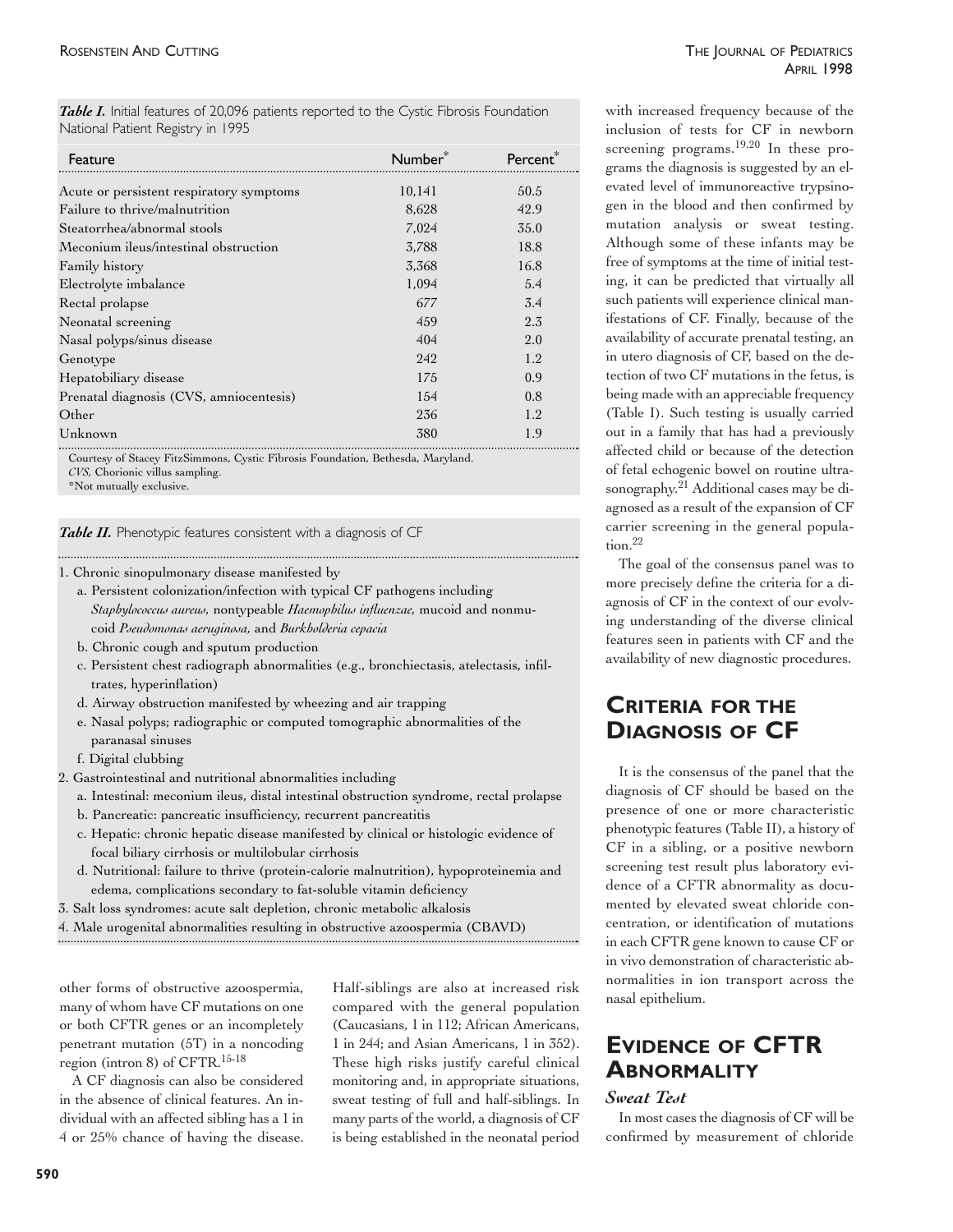*Table I.* Initial features of 20,096 patients reported to the Cystic Fibrosis Foundation National Patient Registry in 1995

| Feature | Number* | Percent* |
|---|---|---|
| Acute or persistent respiratory symptoms | 10,141 | 50.5 |
| Failure to thrive/malnutrition | 8,628 | 42.9 |
| Steatorrhea/abnormal stools | 7,024 | 35.0 |
| Meconium ileus/intestinal obstruction | 3,788 | 18.8 |
| Family history | 3,368 | 16.8 |
| Electrolyte imbalance | 1,094 | 5.4 |
| Rectal prolapse | 677 | 3.4 |
| Neonatal screening | 459 | 2.3 |
| Nasal polyps/sinus disease | 404 | 2.0 |
| Genotype | 242 | 1.2 |
| Hepatobiliary disease | 175 | 0.9 |
| Prenatal diagnosis (CVS, amniocentesis) | 154 | 0.8 |
| Other | 236 | 1.2 |
| Unknown | 380 | 1.9 |

Courtesy of Stacey FitzSimmons, Cystic Fibrosis Foundation, Bethesda, Maryland.
*CVS,* Chorionic villus sampling.
*Not mutually exclusive.

*Table II.* Phenotypic features consistent with a diagnosis of CF

1. Chronic sinopulmonary disease manifested by
   a. Persistent colonization/infection with typical CF pathogens including *Staphylococcus aureus,* nontypeable *Haemophilus influenzae,* mucoid and nonmucoid *Pseudomonas aeruginosa,* and *Burkholderia cepacia*
   b. Chronic cough and sputum production
   c. Persistent chest radiograph abnormalities (e.g., bronchiectasis, atelectasis, infiltrates, hyperinflation)
   d. Airway obstruction manifested by wheezing and air trapping
   e. Nasal polyps; radiographic or computed tomographic abnormalities of the paranasal sinuses
   f. Digital clubbing
2. Gastrointestinal and nutritional abnormalities including
   a. Intestinal: meconium ileus, distal intestinal obstruction syndrome, rectal prolapse
   b. Pancreatic: pancreatic insufficiency, recurrent pancreatitis
   c. Hepatic: chronic hepatic disease manifested by clinical or histologic evidence of focal biliary cirrhosis or multilobular cirrhosis
   d. Nutritional: failure to thrive (protein-calorie malnutrition), hypoproteinemia and edema, complications secondary to fat-soluble vitamin deficiency
3. Salt loss syndromes: acute salt depletion, chronic metabolic alkalosis
4. Male urogenital abnormalities resulting in obstructive azoospermia (CBAVD)

other forms of obstructive azoospermia, many of whom have CF mutations on one or both CFTR genes or an incompletely penetrant mutation (5T) in a noncoding region (intron 8) of CFTR.[15-18]

A CF diagnosis can also be considered in the absence of clinical features. An individual with an affected sibling has a 1 in 4 or 25% chance of having the disease. Half-siblings are also at increased risk compared with the general population (Caucasians, 1 in 112; African Americans, 1 in 244; and Asian Americans, 1 in 352). These high risks justify careful clinical monitoring and, in appropriate situations, sweat testing of full and half-siblings. In many parts of the world, a diagnosis of CF is being established in the neonatal period with increased frequency because of the inclusion of tests for CF in newborn screening programs.[19,20] In these programs the diagnosis is suggested by an elevated level of immunoreactive trypsinogen in the blood and then confirmed by mutation analysis or sweat testing. Although some of these infants may be free of symptoms at the time of initial testing, it can be predicted that virtually all such patients will experience clinical manifestations of CF. Finally, because of the availability of accurate prenatal testing, an in utero diagnosis of CF, based on the detection of two CF mutations in the fetus, is being made with an appreciable frequency (Table I). Such testing is usually carried out in a family that has had a previously affected child or because of the detection of fetal echogenic bowel on routine ultrasonography.[21] Additional cases may be diagnosed as a result of the expansion of CF carrier screening in the general population.[22]

The goal of the consensus panel was to more precisely define the criteria for a diagnosis of CF in the context of our evolving understanding of the diverse clinical features seen in patients with CF and the availability of new diagnostic procedures.

## CRITERIA FOR THE DIAGNOSIS OF CF

It is the consensus of the panel that the diagnosis of CF should be based on the presence of one or more characteristic phenotypic features (Table II), a history of CF in a sibling, or a positive newborn screening test result plus laboratory evidence of a CFTR abnormality as documented by elevated sweat chloride concentration, or identification of mutations in each CFTR gene known to cause CF or in vivo demonstration of characteristic abnormalities in ion transport across the nasal epithelium.

## EVIDENCE OF CFTR ABNORMALITY

### *Sweat Test*

In most cases the diagnosis of CF will be confirmed by measurement of chloride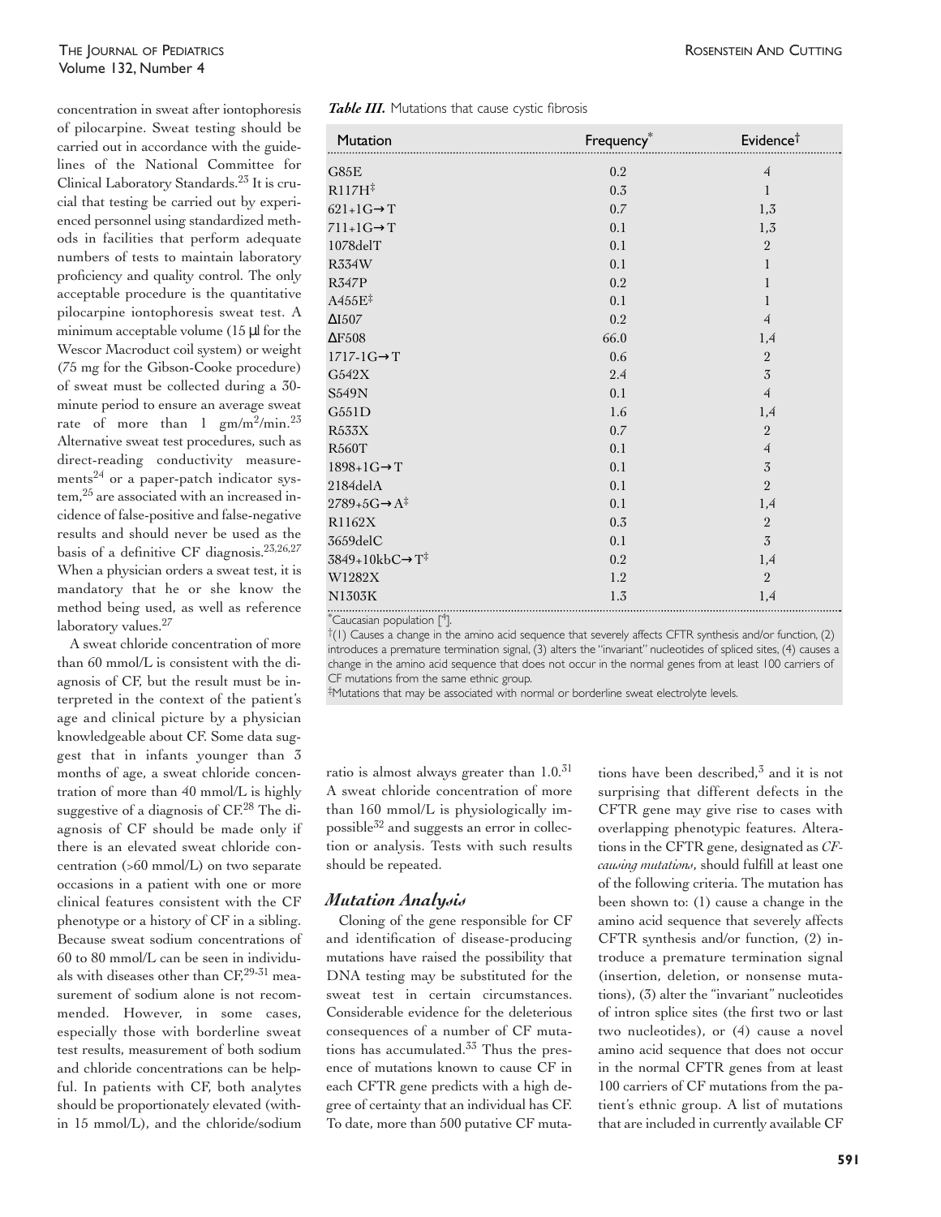concentration in sweat after iontophoresis of pilocarpine. Sweat testing should be carried out in accordance with the guidelines of the National Committee for Clinical Laboratory Standards.[23] It is crucial that testing be carried out by experienced personnel using standardized methods in facilities that perform adequate numbers of tests to maintain laboratory proficiency and quality control. The only acceptable procedure is the quantitative pilocarpine iontophoresis sweat test. A minimum acceptable volume (15 µl for the Wescor Macroduct coil system) or weight (75 mg for the Gibson-Cooke procedure) of sweat must be collected during a 30-minute period to ensure an average sweat rate of more than 1 $gm/m^2/min$.[23] Alternative sweat test procedures, such as direct-reading conductivity measurements[24] or a paper-patch indicator system,[25] are associated with an increased incidence of false-positive and false-negative results and should never be used as the basis of a definitive CF diagnosis.[23,26,27] When a physician orders a sweat test, it is mandatory that he or she know the method being used, as well as reference laboratory values.[27]

A sweat chloride concentration of more than 60 mmol/L is consistent with the diagnosis of CF, but the result must be interpreted in the context of the patient's age and clinical picture by a physician knowledgeable about CF. Some data suggest that in infants younger than 3 months of age, a sweat chloride concentration of more than 40 mmol/L is highly suggestive of a diagnosis of CF.[28] The diagnosis of CF should be made only if there is an elevated sweat chloride concentration (>60 mmol/L) on two separate occasions in a patient with one or more clinical features consistent with the CF phenotype or a history of CF in a sibling. Because sweat sodium concentrations of 60 to 80 mmol/L can be seen in individuals with diseases other than CF,[29-31] measurement of sodium alone is not recommended. However, in some cases, especially those with borderline sweat test results, measurement of both sodium and chloride concentrations can be helpful. In patients with CF, both analytes should be proportionately elevated (within 15 mmol/L), and the chloride/sodium ratio is almost always greater than 1.0.[31] A sweat chloride concentration of more than 160 mmol/L is physiologically impossible[32] and suggests an error in collection or analysis. Tests with such results should be repeated.

***Table III.*** Mutations that cause cystic fibrosis

| Mutation | Frequency* | Evidence† |
|---|---|---|
| G85E | 0.2 | 4 |
| R117H‡ | 0.3 | 1 |
| 621+1G→T | 0.7 | 1,3 |
| 711+1G→T | 0.1 | 1,3 |
| 1078delT | 0.1 | 2 |
| R334W | 0.1 | 1 |
| R347P | 0.2 | 1 |
| A455E‡ | 0.1 | 1 |
| ΔI507 | 0.2 | 4 |
| ΔF508 | 66.0 | 1,4 |
| 1717-1G→T | 0.6 | 2 |
| G542X | 2.4 | 3 |
| S549N | 0.1 | 4 |
| G551D | 1.6 | 1,4 |
| R553X | 0.7 | 2 |
| R560T | 0.1 | 4 |
| 1898+1G→T | 0.1 | 3 |
| 2184delA | 0.1 | 2 |
| 2789+5G→A‡ | 0.1 | 1,4 |
| R1162X | 0.3 | 2 |
| 3659delC | 0.1 | 3 |
| 3849+10kbC→T‡ | 0.2 | 1,4 |
| W1282X | 1.2 | 2 |
| N1303K | 1.3 | 1,4 |

*Caucasian population [4].

†(1) Causes a change in the amino acid sequence that severely affects CFTR synthesis and/or function, (2) introduces a premature termination signal, (3) alters the "invariant" nucleotides of spliced sites, (4) causes a change in the amino acid sequence that does not occur in the normal genes from at least 100 carriers of CF mutations from the same ethnic group.

‡Mutations that may be associated with normal or borderline sweat electrolyte levels.

## *Mutation Analysis*

Cloning of the gene responsible for CF and identification of disease-producing mutations have raised the possibility that DNA testing may be substituted for the sweat test in certain circumstances. Considerable evidence for the deleterious consequences of a number of CF mutations has accumulated.[33] Thus the presence of mutations known to cause CF in each CFTR gene predicts with a high degree of certainty that an individual has CF. To date, more than 500 putative CF mutations have been described,[3] and it is not surprising that different defects in the CFTR gene may give rise to cases with overlapping phenotypic features. Alterations in the CFTR gene, designated as *CF-causing mutations*, should fulfill at least one of the following criteria. The mutation has been shown to: (1) cause a change in the amino acid sequence that severely affects CFTR synthesis and/or function, (2) introduce a premature termination signal (insertion, deletion, or nonsense mutations), (3) alter the "invariant" nucleotides of intron splice sites (the first two or last two nucleotides), or (4) cause a novel amino acid sequence that does not occur in the normal CFTR genes from at least 100 carriers of CF mutations from the patient's ethnic group. A list of mutations that are included in currently available CF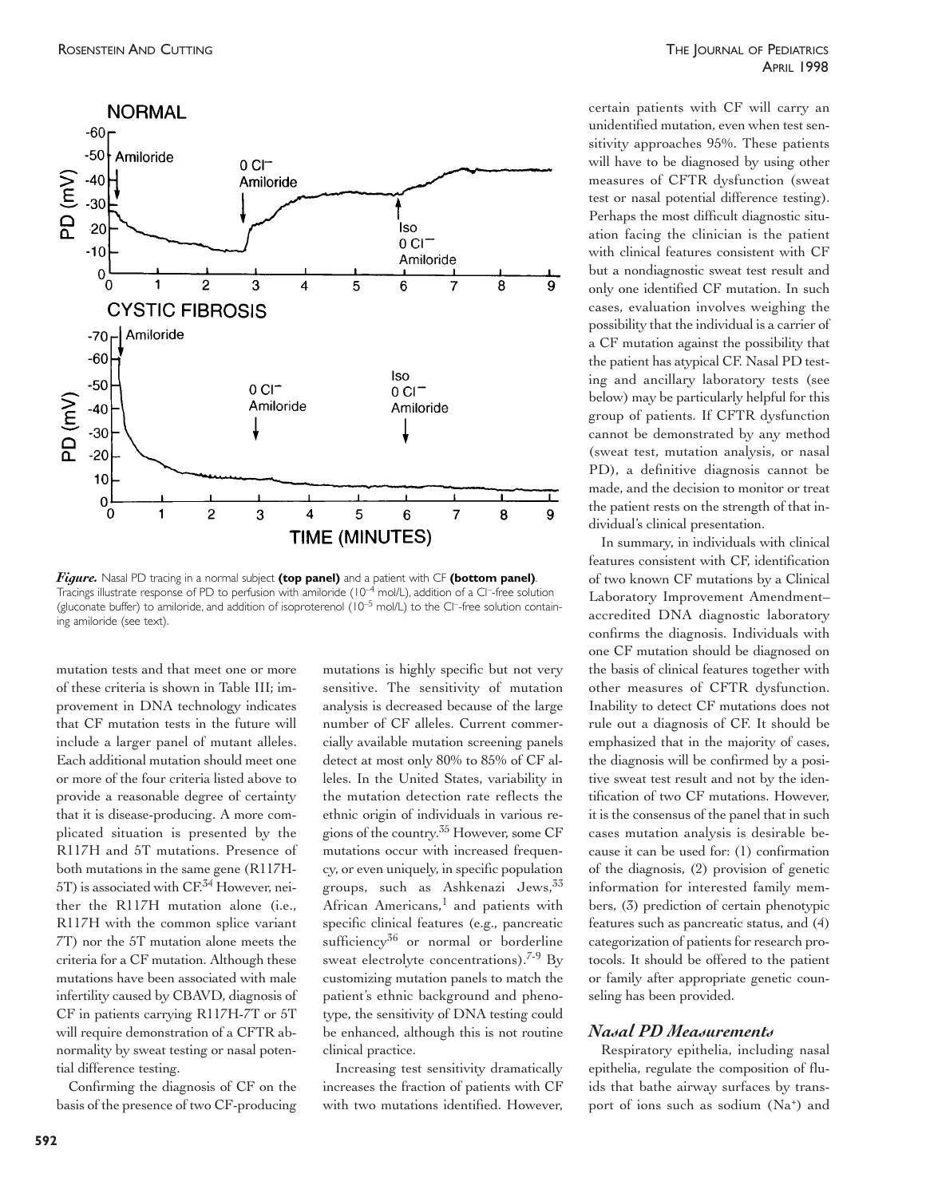NORMAL

-60
-50 Amiloride
-40
-30
20
-10
0

PD (mV)

0 Cl⁻
Amiloride

Iso
0 Cl⁻
Amiloride

0 1 2 3 4 5 6 7 8 9

CYSTIC FIBROSIS

-70 Amiloride
-60
-50
-40
-30
-20
10
0

PD (mV)

0 Cl⁻
Amiloride

Iso
0 Cl⁻
Amiloride

0 1 2 3 4 5 6 7 8 9

TIME (MINUTES)

***Figure.*** Nasal PD tracing in a normal subject **(top panel)** and a patient with CF **(bottom panel)**. Tracings illustrate response of PD to perfusion with amiloride ($10^{-4}$ mol/L), addition of a $Cl^-$-free solution (gluconate buffer) to amiloride, and addition of isoproterenol ($10^{-5}$ mol/L) to the $Cl^-$-free solution containing amiloride (see text).

mutation tests and that meet one or more of these criteria is shown in Table III; improvement in DNA technology indicates that CF mutation tests in the future will include a larger panel of mutant alleles. Each additional mutation should meet one or more of the four criteria listed above to provide a reasonable degree of certainty that it is disease-producing. A more complicated situation is presented by the R117H and 5T mutations. Presence of both mutations in the same gene (R117H-5T) is associated with CF.[34] However, neither the R117H mutation alone (i.e., R117H with the common splice variant 7T) nor the 5T mutation alone meets the criteria for a CF mutation. Although these mutations have been associated with male infertility caused by CBAVD, diagnosis of CF in patients carrying R117H-7T or 5T will require demonstration of a CFTR abnormality by sweat testing or nasal potential difference testing.

Confirming the diagnosis of CF on the basis of the presence of two CF-producing mutations is highly specific but not very sensitive. The sensitivity of mutation analysis is decreased because of the large number of CF alleles. Current commercially available mutation screening panels detect at most only 80% to 85% of CF alleles. In the United States, variability in the mutation detection rate reflects the ethnic origin of individuals in various regions of the country.[35] However, some CF mutations occur with increased frequency, or even uniquely, in specific population groups, such as Ashkenazi Jews,[33] African Americans,[1] and patients with specific clinical features (e.g., pancreatic sufficiency[36] or normal or borderline sweat electrolyte concentrations).[7-9] By customizing mutation panels to match the patient's ethnic background and phenotype, the sensitivity of DNA testing could be enhanced, although this is not routine clinical practice.

Increasing test sensitivity dramatically increases the fraction of patients with CF with two mutations identified. However, certain patients with CF will carry an unidentified mutation, even when test sensitivity approaches 95%. These patients will have to be diagnosed by using other measures of CFTR dysfunction (sweat test or nasal potential difference testing). Perhaps the most difficult diagnostic situation facing the clinician is the patient with clinical features consistent with CF but a nondiagnostic sweat test result and only one identified CF mutation. In such cases, evaluation involves weighing the possibility that the individual is a carrier of a CF mutation against the possibility that the patient has atypical CF. Nasal PD testing and ancillary laboratory tests (see below) may be particularly helpful for this group of patients. If CFTR dysfunction cannot be demonstrated by any method (sweat test, mutation analysis, or nasal PD), a definitive diagnosis cannot be made, and the decision to monitor or treat the patient rests on the strength of that individual's clinical presentation.

In summary, in individuals with clinical features consistent with CF, identification of two known CF mutations by a Clinical Laboratory Improvement Amendment–accredited DNA diagnostic laboratory confirms the diagnosis. Individuals with one CF mutation should be diagnosed on the basis of clinical features together with other measures of CFTR dysfunction. Inability to detect CF mutations does not rule out a diagnosis of CF. It should be emphasized that in the majority of cases, the diagnosis will be confirmed by a positive sweat test result and not by the identification of two CF mutations. However, it is the consensus of the panel that in such cases mutation analysis is desirable because it can be used for: (1) confirmation of the diagnosis, (2) provision of genetic information for interested family members, (3) prediction of certain phenotypic features such as pancreatic status, and (4) categorization of patients for research protocols. It should be offered to the patient or family after appropriate genetic counseling has been provided.

## *Nasal PD Measurements*

Respiratory epithelia, including nasal epithelia, regulate the composition of fluids that bathe airway surfaces by transport of ions such as sodium ($Na^+$) and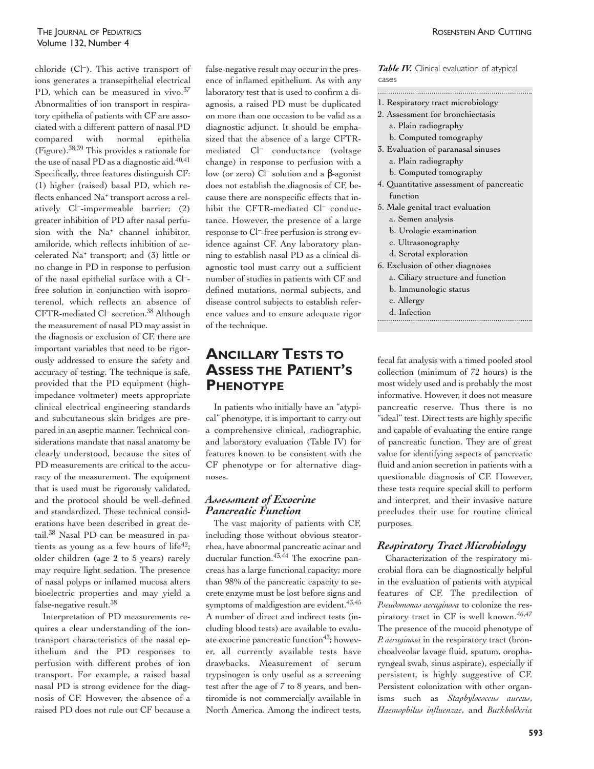chloride ($Cl^-$). This active transport of ions generates a transepithelial electrical PD, which can be measured in vivo.[37] Abnormalities of ion transport in respiratory epithelia of patients with CF are associated with a different pattern of nasal PD compared with normal epithelia (Figure).[38,39] This provides a rationale for the use of nasal PD as a diagnostic aid.[40,41] Specifically, three features distinguish CF: (1) higher (raised) basal PD, which reflects enhanced $Na^+$ transport across a relatively $Cl^-$-impermeable barrier; (2) greater inhibition of PD after nasal perfusion with the $Na^+$ channel inhibitor, amiloride, which reflects inhibition of accelerated $Na^+$ transport; and (3) little or no change in PD in response to perfusion of the nasal epithelial surface with a $Cl^-$-free solution in conjunction with isoproterenol, which reflects an absence of CFTR-mediated $Cl^-$ secretion.[38] Although the measurement of nasal PD may assist in the diagnosis or exclusion of CF, there are important variables that need to be rigorously addressed to ensure the safety and accuracy of testing. The technique is safe, provided that the PD equipment (high-impedance voltmeter) meets appropriate clinical electrical engineering standards and subcutaneous skin bridges are prepared in an aseptic manner. Technical considerations mandate that nasal anatomy be clearly understood, because the sites of PD measurements are critical to the accuracy of the measurement. The equipment that is used must be rigorously validated, and the protocol should be well-defined and standardized. These technical considerations have been described in great detail.[38] Nasal PD can be measured in patients as young as a few hours of life[42]; older children (age 2 to 5 years) rarely may require light sedation. The presence of nasal polyps or inflamed mucosa alters bioelectric properties and may yield a false-negative result.[38]

Interpretation of PD measurements requires a clear understanding of the ion-transport characteristics of the nasal epithelium and the PD responses to perfusion with different probes of ion transport. For example, a raised basal nasal PD is strong evidence for the diagnosis of CF. However, the absence of a raised PD does not rule out CF because a false-negative result may occur in the presence of inflamed epithelium. As with any laboratory test that is used to confirm a diagnosis, a raised PD must be duplicated on more than one occasion to be valid as a diagnostic adjunct. It should be emphasized that the absence of a large CFTR-mediated $Cl^-$ conductance (voltage change) in response to perfusion with a low (or zero) $Cl^-$ solution and a β-agonist does not establish the diagnosis of CF, because there are nonspecific effects that inhibit the CFTR-mediated $Cl^-$ conductance. However, the presence of a large response to $Cl^-$-free perfusion is strong evidence against CF. Any laboratory planning to establish nasal PD as a clinical diagnostic tool must carry out a sufficient number of studies in patients with CF and defined mutations, normal subjects, and disease control subjects to establish reference values and to ensure adequate rigor of the technique.

## ANCILLARY TESTS TO ASSESS THE PATIENT'S PHENOTYPE

In patients who initially have an "atypical" phenotype, it is important to carry out a comprehensive clinical, radiographic, and laboratory evaluation (Table IV) for features known to be consistent with the CF phenotype or for alternative diagnoses.

**Table IV.** Clinical evaluation of atypical cases

1. Respiratory tract microbiology
2. Assessment for bronchiectasis
   a. Plain radiography
   b. Computed tomography
3. Evaluation of paranasal sinuses
   a. Plain radiography
   b. Computed tomography
4. Quantitative assessment of pancreatic function
5. Male genital tract evaluation
   a. Semen analysis
   b. Urologic examination
   c. Ultrasonography
   d. Scrotal exploration
6. Exclusion of other diagnoses
   a. Ciliary structure and function
   b. Immunologic status
   c. Allergy
   d. Infection

### *Assessment of Exocrine Pancreatic Function*

The vast majority of patients with CF, including those without obvious steatorrhea, have abnormal pancreatic acinar and ductular function.[43,44] The exocrine pancreas has a large functional capacity; more than 98% of the pancreatic capacity to secrete enzyme must be lost before signs and symptoms of maldigestion are evident.[43,45] A number of direct and indirect tests (including blood tests) are available to evaluate exocrine pancreatic function[43]; however, all currently available tests have drawbacks. Measurement of serum trypsinogen is only useful as a screening test after the age of 7 to 8 years, and bentiromide is not commercially available in North America. Among the indirect tests, fecal fat analysis with a timed pooled stool collection (minimum of 72 hours) is the most widely used and is probably the most informative. However, it does not measure pancreatic reserve. Thus there is no "ideal" test. Direct tests are highly specific and capable of evaluating the entire range of pancreatic function. They are of great value for identifying aspects of pancreatic fluid and anion secretion in patients with a questionable diagnosis of CF. However, these tests require special skill to perform and interpret, and their invasive nature precludes their use for routine clinical purposes.

### *Respiratory Tract Microbiology*

Characterization of the respiratory microbial flora can be diagnostically helpful in the evaluation of patients with atypical features of CF. The predilection of *Pseudomonas aeruginosa* to colonize the respiratory tract in CF is well known.[46,47] The presence of the mucoid phenotype of *P. aeruginosa* in the respiratory tract (bronchoalveolar lavage fluid, sputum, oropharyngeal swab, sinus aspirate), especially if persistent, is highly suggestive of CF. Persistent colonization with other organisms such as *Staphylococcus aureus*, *Haemophilus influenzae*, and *Burkholderia*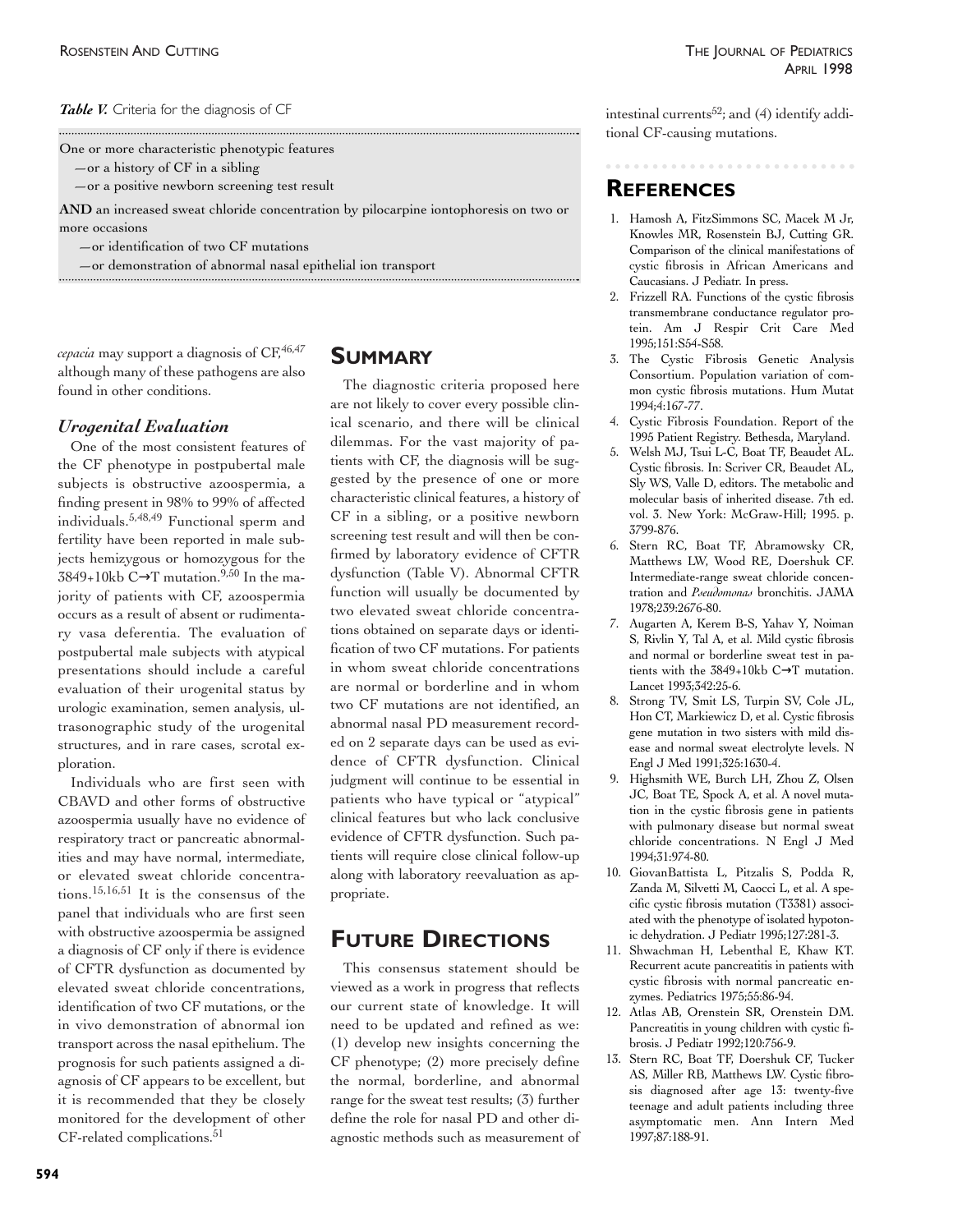***Table V.*** Criteria for the diagnosis of CF

| |
|---|
| One or more characteristic phenotypic features |
| —or a history of CF in a sibling |
| —or a positive newborn screening test result |
| **AND** an increased sweat chloride concentration by pilocarpine iontophoresis on two or more occasions |
| —or identification of two CF mutations |
| —or demonstration of abnormal nasal epithelial ion transport |

*cepacia* may support a diagnosis of CF,[46,47] although many of these pathogens are also found in other conditions.

### *Urogenital Evaluation*

One of the most consistent features of the CF phenotype in postpubertal male subjects is obstructive azoospermia, a finding present in 98% to 99% of affected individuals.[5,48,49] Functional sperm and fertility have been reported in male subjects hemizygous or homozygous for the 3849+10kb C→T mutation.[9,50] In the majority of patients with CF, azoospermia occurs as a result of absent or rudimentary vasa deferentia. The evaluation of postpubertal male subjects with atypical presentations should include a careful evaluation of their urogenital status by urologic examination, semen analysis, ultrasonographic study of the urogenital structures, and in rare cases, scrotal exploration.

Individuals who are first seen with CBAVD and other forms of obstructive azoospermia usually have no evidence of respiratory tract or pancreatic abnormalities and may have normal, intermediate, or elevated sweat chloride concentrations.[15,16,51] It is the consensus of the panel that individuals who are first seen with obstructive azoospermia be assigned a diagnosis of CF only if there is evidence of CFTR dysfunction as documented by elevated sweat chloride concentrations, identification of two CF mutations, or the in vivo demonstration of abnormal ion transport across the nasal epithelium. The prognosis for such patients assigned a diagnosis of CF appears to be excellent, but it is recommended that they be closely monitored for the development of other CF-related complications.[51]

## SUMMARY

The diagnostic criteria proposed here are not likely to cover every possible clinical scenario, and there will be clinical dilemmas. For the vast majority of patients with CF, the diagnosis will be suggested by the presence of one or more characteristic clinical features, a history of CF in a sibling, or a positive newborn screening test result and will then be confirmed by laboratory evidence of CFTR dysfunction (Table V). Abnormal CFTR function will usually be documented by two elevated sweat chloride concentrations obtained on separate days or identification of two CF mutations. For patients in whom sweat chloride concentrations are normal or borderline and in whom two CF mutations are not identified, an abnormal nasal PD measurement recorded on 2 separate days can be used as evidence of CFTR dysfunction. Clinical judgment will continue to be essential in patients who have typical or "atypical" clinical features but who lack conclusive evidence of CFTR dysfunction. Such patients will require close clinical follow-up along with laboratory reevaluation as appropriate.

## FUTURE DIRECTIONS

This consensus statement should be viewed as a work in progress that reflects our current state of knowledge. It will need to be updated and refined as we: (1) develop new insights concerning the CF phenotype; (2) more precisely define the normal, borderline, and abnormal range for the sweat test results; (3) further define the role for nasal PD and other diagnostic methods such as measurement of intestinal currents[52]; and (4) identify additional CF-causing mutations.

## REFERENCES

1. Hamosh A, FitzSimmons SC, Macek M Jr, Knowles MR, Rosenstein BJ, Cutting GR. Comparison of the clinical manifestations of cystic fibrosis in African Americans and Caucasians. J Pediatr. In press.
2. Frizzell RA. Functions of the cystic fibrosis transmembrane conductance regulator protein. Am J Respir Crit Care Med 1995;151:S54-S58.
3. The Cystic Fibrosis Genetic Analysis Consortium. Population variation of common cystic fibrosis mutations. Hum Mutat 1994;4:167-77.
4. Cystic Fibrosis Foundation. Report of the 1995 Patient Registry. Bethesda, Maryland.
5. Welsh MJ, Tsui L-C, Boat TF, Beaudet AL. Cystic fibrosis. In: Scriver CR, Beaudet AL, Sly WS, Valle D, editors. The metabolic and molecular basis of inherited disease. 7th ed. vol. 3. New York: McGraw-Hill; 1995. p. 3799-876.
6. Stern RC, Boat TF, Abramowsky CR, Matthews LW, Wood RE, Doershuk CF. Intermediate-range sweat chloride concentration and *Pseudomonas* bronchitis. JAMA 1978;239:2676-80.
7. Augarten A, Kerem B-S, Yahav Y, Noiman S, Rivlin Y, Tal A, et al. Mild cystic fibrosis and normal or borderline sweat test in patients with the 3849+10kb C→T mutation. Lancet 1993;342:25-6.
8. Strong TV, Smit LS, Turpin SV, Cole JL, Hon CT, Markiewicz D, et al. Cystic fibrosis gene mutation in two sisters with mild disease and normal sweat electrolyte levels. N Engl J Med 1991;325:1630-4.
9. Highsmith WE, Burch LH, Zhou Z, Olsen JC, Boat TE, Spock A, et al. A novel mutation in the cystic fibrosis gene in patients with pulmonary disease but normal sweat chloride concentrations. N Engl J Med 1994;31:974-80.
10. GiovanBattista L, Pitzalis S, Podda R, Zanda M, Silvetti M, Caocci L, et al. A specific cystic fibrosis mutation (T338I) associated with the phenotype of isolated hypotonic dehydration. J Pediatr 1995;127:281-3.
11. Shwachman H, Lebenthal E, Khaw KT. Recurrent acute pancreatitis in patients with cystic fibrosis with normal pancreatic enzymes. Pediatrics 1975;55:86-94.
12. Atlas AB, Orenstein SR, Orenstein DM. Pancreatitis in young children with cystic fibrosis. J Pediatr 1992;120:756-9.
13. Stern RC, Boat TF, Doershuk CF, Tucker AS, Miller RB, Matthews LW. Cystic fibrosis diagnosed after age 13: twenty-five teenage and adult patients including three asymptomatic men. Ann Intern Med 1997;87:188-91.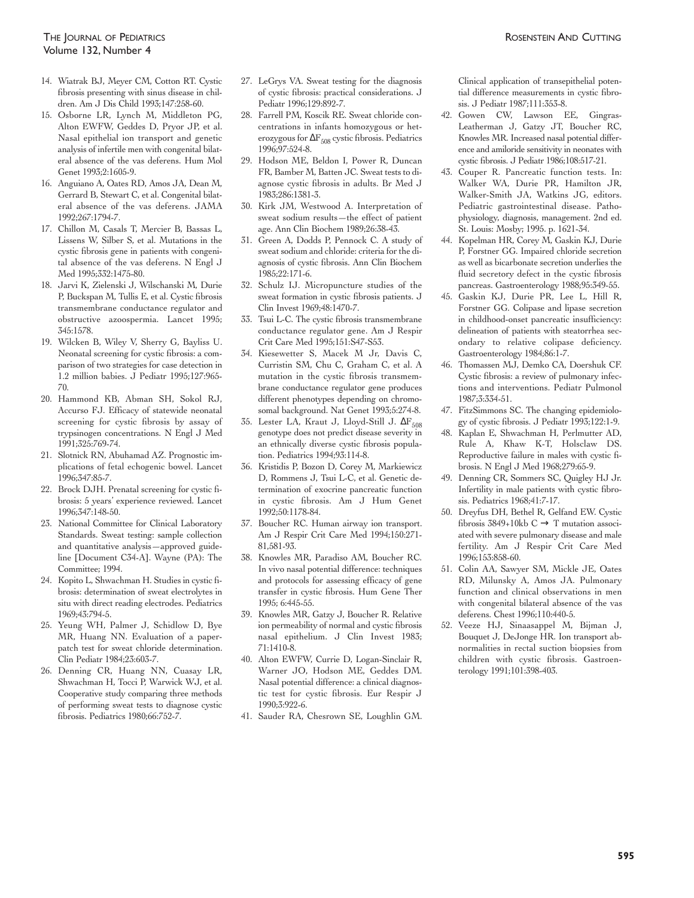14. Wiatrak BJ, Meyer CM, Cotton RT. Cystic fibrosis presenting with sinus disease in children. Am J Dis Child 1993;147:258-60.
15. Osborne LR, Lynch M, Middleton PG, Alton EWFW, Geddes D, Pryor JP, et al. Nasal epithelial ion transport and genetic analysis of infertile men with congenital bilateral absence of the vas deferens. Hum Mol Genet 1993;2:1605-9.
16. Anguiano A, Oates RD, Amos JA, Dean M, Gerrard B, Stewart C, et al. Congenital bilateral absence of the vas deferens. JAMA 1992;267:1794-7.
17. Chillon M, Casals T, Mercier B, Bassas L, Lissens W, Silber S, et al. Mutations in the cystic fibrosis gene in patients with congenital absence of the vas deferens. N Engl J Med 1995;332:1475-80.
18. Jarvi K, Zielenski J, Wilschanski M, Durie P, Buckspan M, Tullis E, et al. Cystic fibrosis transmembrane conductance regulator and obstructive azoospermia. Lancet 1995; 345:1578.
19. Wilcken B, Wiley V, Sherry G, Bayliss U. Neonatal screening for cystic fibrosis: a comparison of two strategies for case detection in 1.2 million babies. J Pediatr 1995;127:965-70.
20. Hammond KB, Abman SH, Sokol RJ, Accurso FJ. Efficacy of statewide neonatal screening for cystic fibrosis by assay of trypsinogen concentrations. N Engl J Med 1991;325:769-74.
21. Slotnick RN, Abuhamad AZ. Prognostic implications of fetal echogenic bowel. Lancet 1996;347:85-7.
22. Brock DJH. Prenatal screening for cystic fibrosis: 5 years' experience reviewed. Lancet 1996;347:148-50.
23. National Committee for Clinical Laboratory Standards. Sweat testing: sample collection and quantitative analysis—approved guideline [Document C34-A]. Wayne (PA): The Committee; 1994.
24. Kopito L, Shwachman H. Studies in cystic fibrosis: determination of sweat electrolytes in situ with direct reading electrodes. Pediatrics 1969;43:794-5.
25. Yeung WH, Palmer J, Schidlow D, Bye MR, Huang NN. Evaluation of a paper-patch test for sweat chloride determination. Clin Pediatr 1984;23:603-7.
26. Denning CR, Huang NN, Cuasay LR, Shwachman H, Tocci P, Warwick WJ, et al. Cooperative study comparing three methods of performing sweat tests to diagnose cystic fibrosis. Pediatrics 1980;66:752-7.
27. LeGrys VA. Sweat testing for the diagnosis of cystic fibrosis: practical considerations. J Pediatr 1996;129:892-7.
28. Farrell PM, Koscik RE. Sweat chloride concentrations in infants homozygous or heterozygous for $\Delta F_{508}$ cystic fibrosis. Pediatrics 1996;97:524-8.
29. Hodson ME, Beldon I, Power R, Duncan FR, Bamber M, Batten JC. Sweat tests to diagnose cystic fibrosis in adults. Br Med J 1983;286:1381-3.
30. Kirk JM, Westwood A. Interpretation of sweat sodium results—the effect of patient age. Ann Clin Biochem 1989;26:38-43.
31. Green A, Dodds P, Pennock C. A study of sweat sodium and chloride: criteria for the diagnosis of cystic fibrosis. Ann Clin Biochem 1985;22:171-6.
32. Schulz IJ. Micropuncture studies of the sweat formation in cystic fibrosis patients. J Clin Invest 1969;48:1470-7.
33. Tsui L-C. The cystic fibrosis transmembrane conductance regulator gene. Am J Respir Crit Care Med 1995;151:S47-S53.
34. Kiesewetter S, Macek M Jr, Davis C, Curristin SM, Chu C, Graham C, et al. A mutation in the cystic fibrosis transmembrane conductance regulator gene produces different phenotypes depending on chromosomal background. Nat Genet 1993;5:274-8.
35. Lester LA, Kraut J, Lloyd-Still J. $\Delta F_{508}$ genotype does not predict disease severity in an ethnically diverse cystic fibrosis population. Pediatrics 1994;93:114-8.
36. Kristidis P, Bozon D, Corey M, Markiewicz D, Rommens J, Tsui L-C, et al. Genetic determination of exocrine pancreatic function in cystic fibrosis. Am J Hum Genet 1992;50:1178-84.
37. Boucher RC. Human airway ion transport. Am J Respir Crit Care Med 1994;150:271-81,581-93.
38. Knowles MR, Paradiso AM, Boucher RC. In vivo nasal potential difference: techniques and protocols for assessing efficacy of gene transfer in cystic fibrosis. Hum Gene Ther 1995; 6:445-55.
39. Knowles MR, Gatzy J, Boucher R. Relative ion permeability of normal and cystic fibrosis nasal epithelium. J Clin Invest 1983; 71:1410-8.
40. Alton EWFW, Currie D, Logan-Sinclair R, Warner JO, Hodson ME, Geddes DM. Nasal potential difference: a clinical diagnostic test for cystic fibrosis. Eur Respir J 1990;3:922-6.
41. Sauder RA, Chesrown SE, Loughlin GM. Clinical application of transepithelial potential difference measurements in cystic fibrosis. J Pediatr 1987;111:353-8.
42. Gowen CW, Lawson EE, Gingras-Leatherman J, Gatzy JT, Boucher RC, Knowles MR. Increased nasal potential difference and amiloride sensitivity in neonates with cystic fibrosis. J Pediatr 1986;108:517-21.
43. Couper R. Pancreatic function tests. In: Walker WA, Durie PR, Hamilton JR, Walker-Smith JA, Watkins JG, editors. Pediatric gastrointestinal disease. Pathophysiology, diagnosis, management. 2nd ed. St. Louis: Mosby; 1995. p. 1621-34.
44. Kopelman HR, Corey M, Gaskin KJ, Durie P, Forstner GG. Impaired chloride secretion as well as bicarbonate secretion underlies the fluid secretory defect in the cystic fibrosis pancreas. Gastroenterology 1988;95:349-55.
45. Gaskin KJ, Durie PR, Lee L, Hill R, Forstner GG. Colipase and lipase secretion in childhood-onset pancreatic insufficiency: delineation of patients with steatorrhea secondary to relative colipase deficiency. Gastroenterology 1984;86:1-7.
46. Thomassen MJ, Demko CA, Doershuk CF. Cystic fibrosis: a review of pulmonary infections and interventions. Pediatr Pulmonol 1987;3:334-51.
47. FitzSimmons SC. The changing epidemiology of cystic fibrosis. J Pediatr 1993;122:1-9.
48. Kaplan E, Shwachman H, Perlmutter AD, Rule A, Khaw K-T, Holsclaw DS. Reproductive failure in males with cystic fibrosis. N Engl J Med 1968;279:65-9.
49. Denning CR, Sommers SC, Quigley HJ Jr. Infertility in male patients with cystic fibrosis. Pediatrics 1968;41:7-17.
50. Dreyfus DH, Bethel R, Gelfand EW. Cystic fibrosis 3849+10kb C → T mutation associated with severe pulmonary disease and male fertility. Am J Respir Crit Care Med 1996;153:858-60.
51. Colin AA, Sawyer SM, Mickle JE, Oates RD, Milunsky A, Amos JA. Pulmonary function and clinical observations in men with congenital bilateral absence of the vas deferens. Chest 1996;110:440-5.
52. Veeze HJ, Sinaasappel M, Bijman J, Bouquet J, DeJonge HR. Ion transport abnormalities in rectal suction biopsies from children with cystic fibrosis. Gastroenterology 1991;101:398-403.